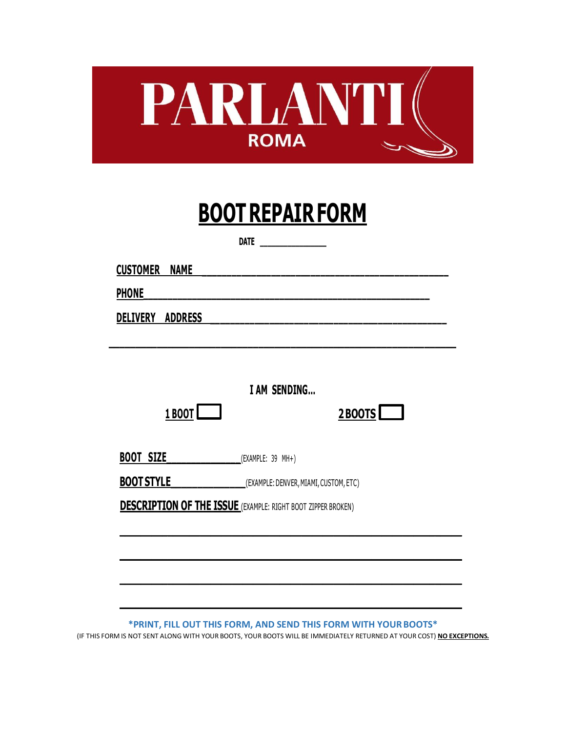PARLANTI
ROMA

# BOOT REPAIR FORM

DATE ______________

CUSTOMER NAME ___________________________________________

PHONE ___________________________________________

DELIVERY ADDRESS ___________________________________________

___________________________________________

**I AM SENDING...**

1 BOOT ☐        2 BOOTS ☐

**BOOT SIZE** ______________ (EXAMPLE: 39 MH+)

**BOOT STYLE** ______________ (EXAMPLE: DENVER, MIAMI, CUSTOM, ETC)

**DESCRIPTION OF THE ISSUE** (EXAMPLE: RIGHT BOOT ZIPPER BROKEN)

___________________________________________

___________________________________________

___________________________________________

___________________________________________

**\*PRINT, FILL OUT THIS FORM, AND SEND THIS FORM WITH YOUR BOOTS\***

(IF THIS FORM IS NOT SENT ALONG WITH YOUR BOOTS, YOUR BOOTS WILL BE IMMEDIATELY RETURNED AT YOUR COST) **NO EXCEPTIONS.**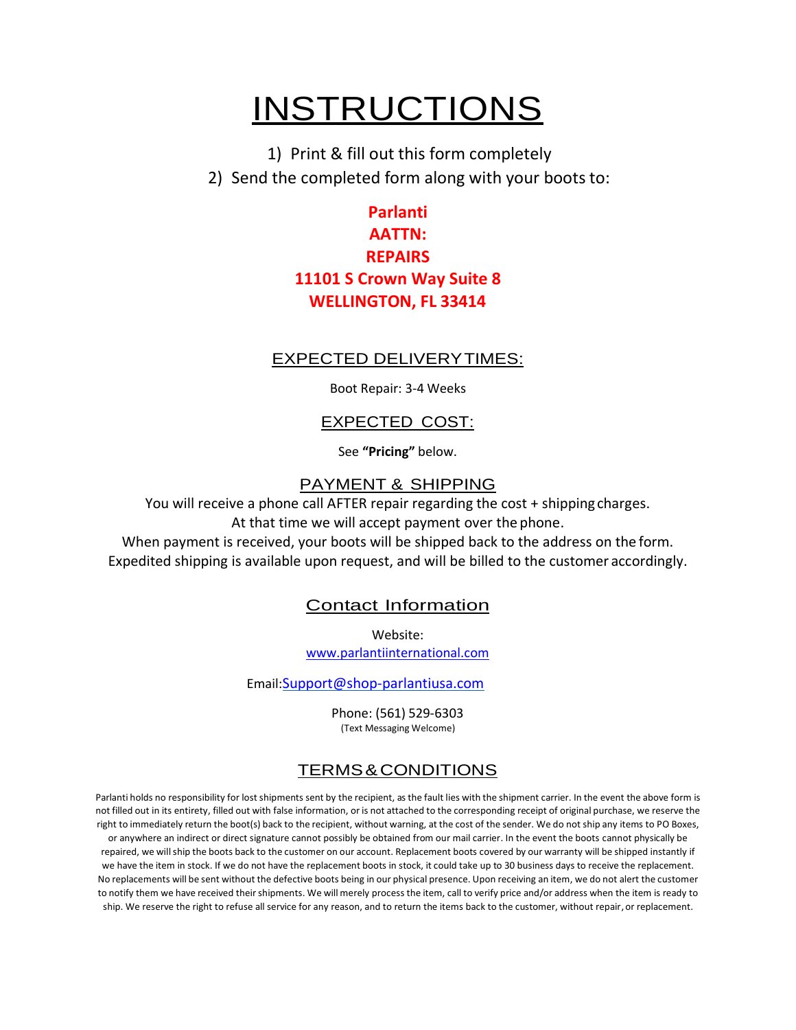# INSTRUCTIONS

1) Print & fill out this form completely
2) Send the completed form along with your boots to:

**Parlanti**
**AATTN:**
**REPAIRS**
**11101 S Crown Way Suite 8**
**WELLINGTON, FL 33414**

## EXPECTED DELIVERY TIMES:

Boot Repair: 3-4 Weeks

## EXPECTED COST:

See **"Pricing"** below.

## PAYMENT & SHIPPING

You will receive a phone call AFTER repair regarding the cost + shipping charges.
At that time we will accept payment over the phone.
When payment is received, your boots will be shipped back to the address on the form.
Expedited shipping is available upon request, and will be billed to the customer accordingly.

## Contact Information

Website:
www.parlantiinternational.com

Email:Support@shop-parlantiusa.com

Phone: (561) 529-6303
(Text Messaging Welcome)

## TERMS & CONDITIONS

Parlanti holds no responsibility for lost shipments sent by the recipient, as the fault lies with the shipment carrier. In the event the above form is not filled out in its entirety, filled out with false information, or is not attached to the corresponding receipt of original purchase, we reserve the right to immediately return the boot(s) back to the recipient, without warning, at the cost of the sender. We do not ship any items to PO Boxes, or anywhere an indirect or direct signature cannot possibly be obtained from our mail carrier. In the event the boots cannot physically be repaired, we will ship the boots back to the customer on our account. Replacement boots covered by our warranty will be shipped instantly if we have the item in stock. If we do not have the replacement boots in stock, it could take up to 30 business days to receive the replacement. No replacements will be sent without the defective boots being in our physical presence. Upon receiving an item, we do not alert the customer to notify them we have received their shipments. We will merely process the item, call to verify price and/or address when the item is ready to ship. We reserve the right to refuse all service for any reason, and to return the items back to the customer, without repair, or replacement.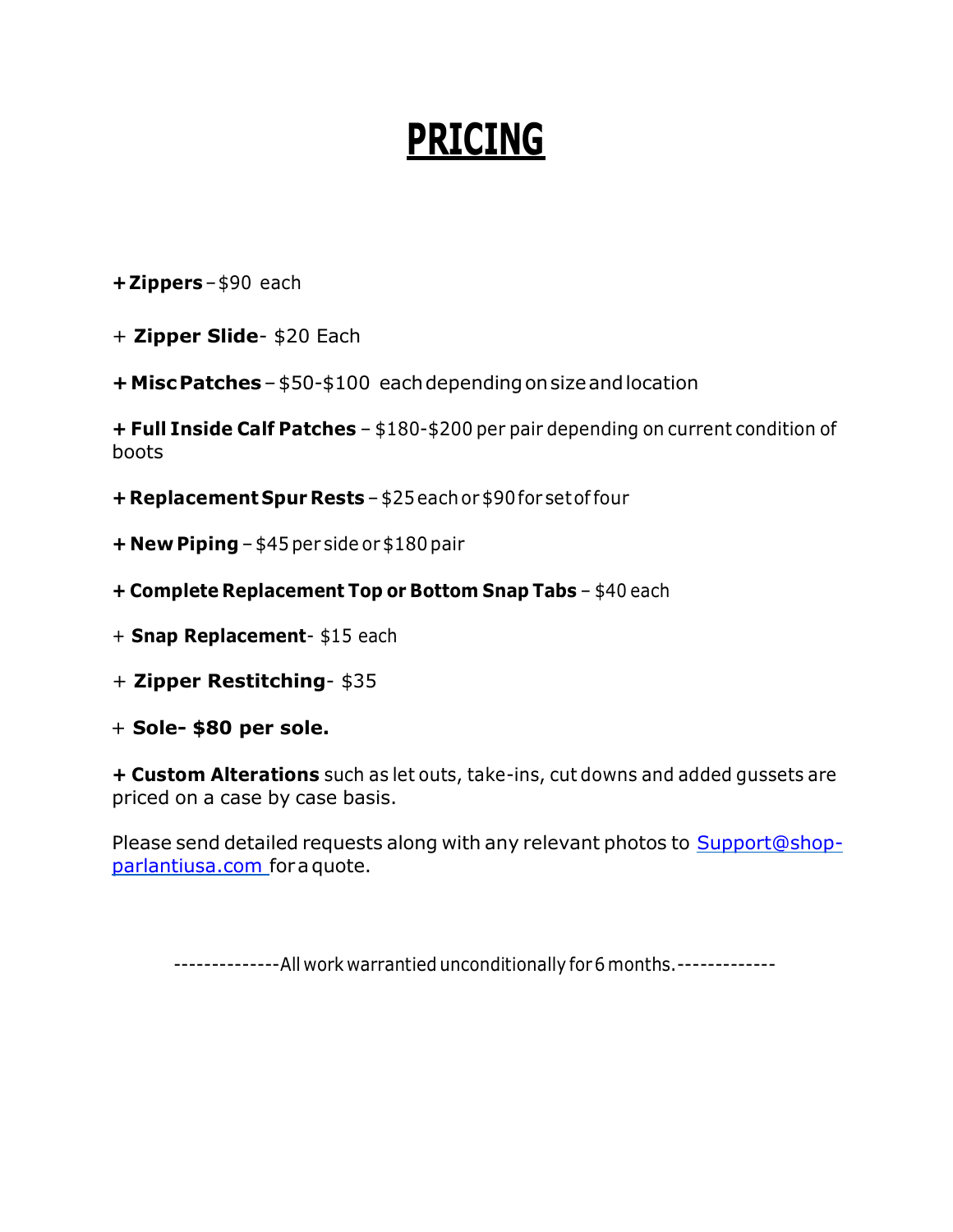# PRICING

**+ Zippers** – $90 each

+ **Zipper Slide**- $20 Each

**+ Misc Patches** – $50-$100 each depending on size and location

**+ Full Inside Calf Patches** – $180-$200 per pair depending on current condition of boots

**+ Replacement Spur Rests** – $25 each or $90 for set of four

**+ New Piping** – $45 per side or $180 pair

**+ Complete Replacement Top or Bottom Snap Tabs** – $40 each

+ **Snap Replacement**- $15 each

+ **Zipper Restitching**- $35

+ **Sole- $80 per sole.**

**+ Custom Alterations** such as let outs, take-ins, cut downs and added gussets are priced on a case by case basis.

Please send detailed requests along with any relevant photos to [Support@shop-parlantiusa.com](mailto:Support@shop-parlantiusa.com) for a quote.

--------------All work warrantied unconditionally for 6 months.-------------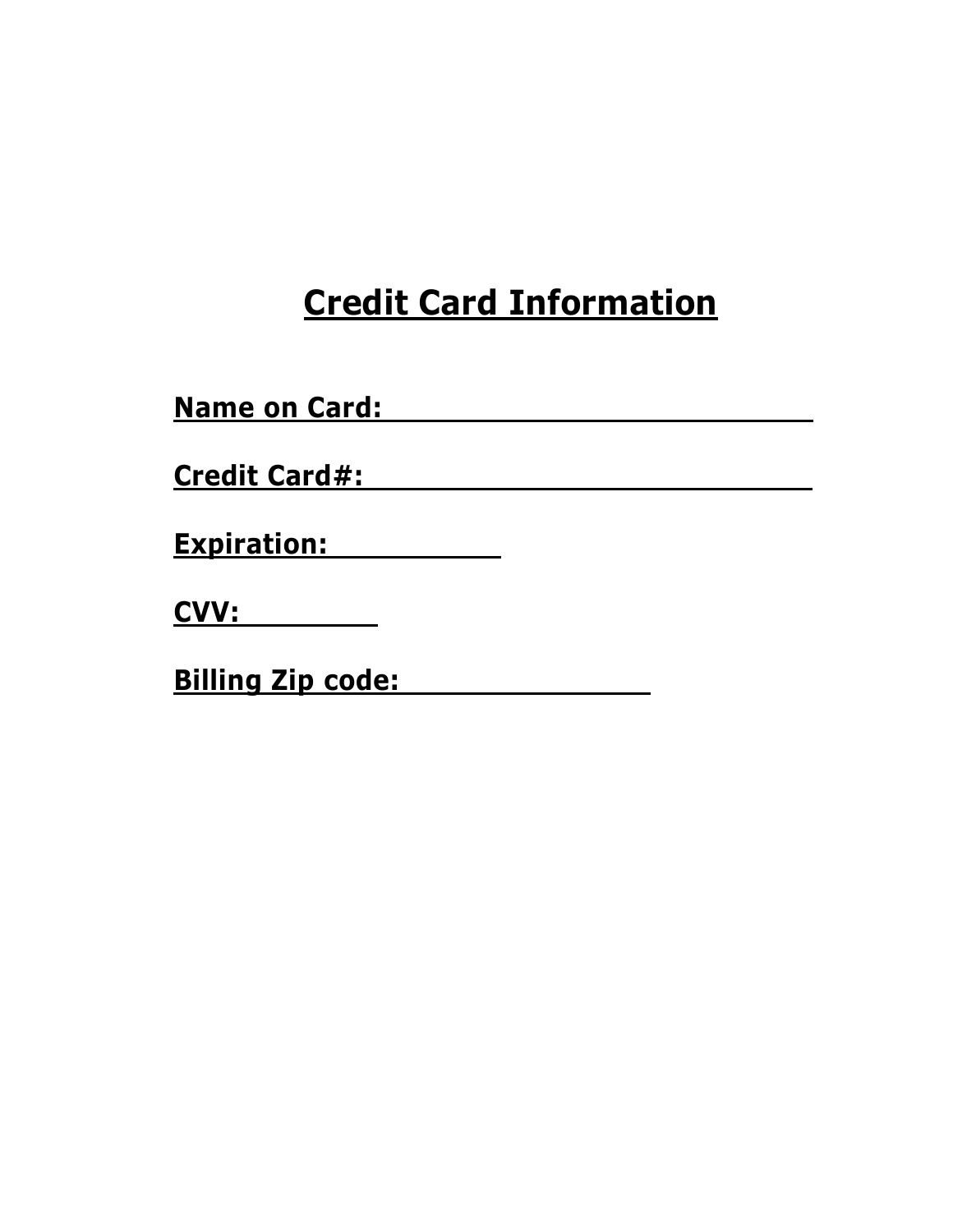# Credit Card Information

**Name on Card:** ______________________________

**Credit Card#:** ______________________________

**Expiration:** ____________

**CVV:** __________

**Billing Zip code:** ________________